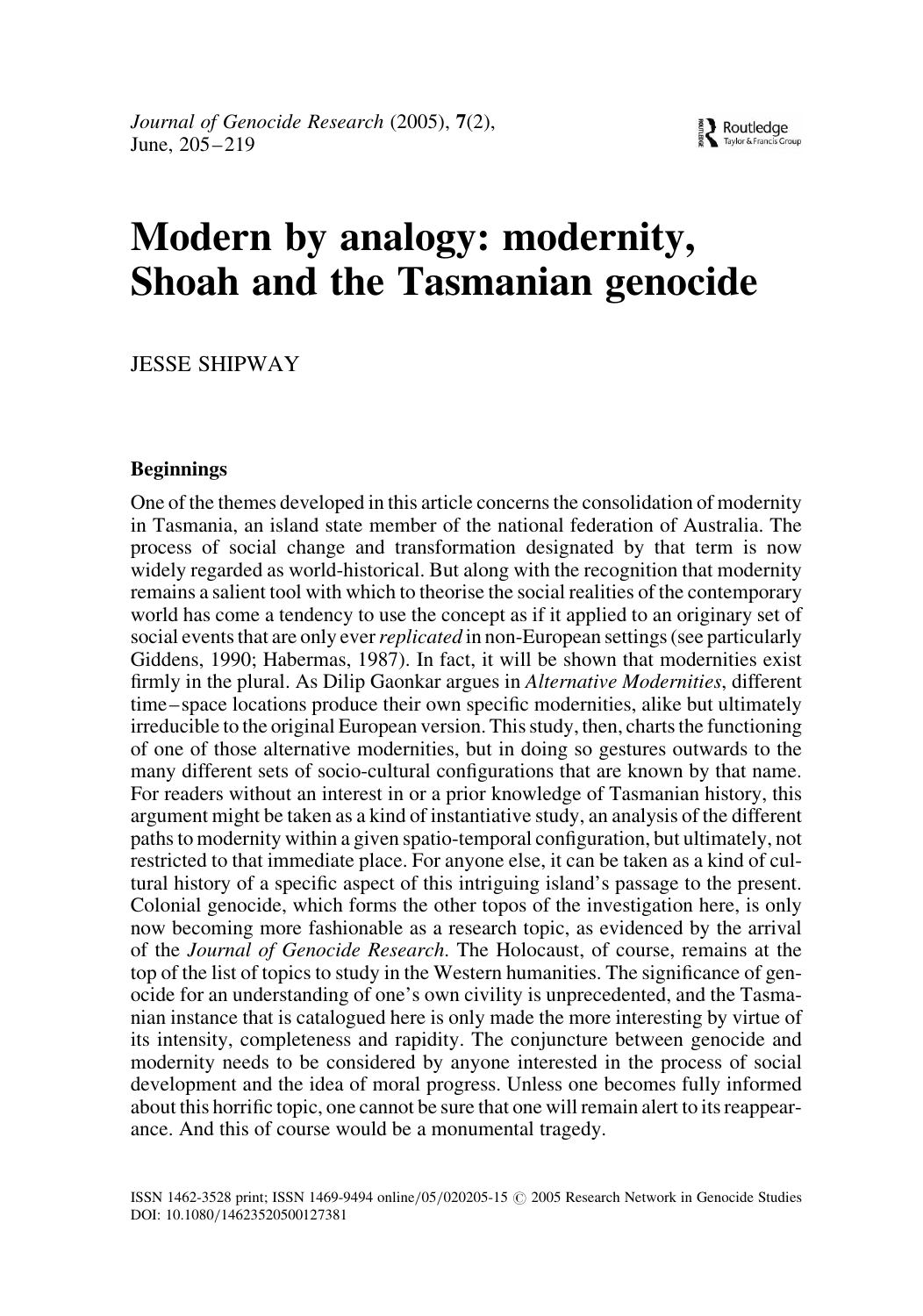# Modern by analogy: modernity, Shoah and the Tasmanian genocide

JESSE SHIPWAY

## Beginnings

One of the themes developed in this article concerns the consolidation of modernity in Tasmania, an island state member of the national federation of Australia. The process of social change and transformation designated by that term is now widely regarded as world-historical. But along with the recognition that modernity remains a salient tool with which to theorise the social realities of the contemporary world has come a tendency to use the concept as if it applied to an originary set of social events that are only ever *replicated* in non-European settings (see particularly Giddens, 1990; Habermas, 1987). In fact, it will be shown that modernities exist firmly in the plural. As Dilip Gaonkar argues in *Alternative Modernities*, different time–space locations produce their own specific modernities, alike but ultimately irreducible to the original European version. This study, then, charts the functioning of one of those alternative modernities, but in doing so gestures outwards to the many different sets of socio-cultural configurations that are known by that name. For readers without an interest in or a prior knowledge of Tasmanian history, this argument might be taken as a kind of instantiative study, an analysis of the different paths to modernity within a given spatio-temporal configuration, but ultimately, not restricted to that immediate place. For anyone else, it can be taken as a kind of cultural history of a specific aspect of this intriguing island's passage to the present. Colonial genocide, which forms the other topos of the investigation here, is only now becoming more fashionable as a research topic, as evidenced by the arrival of the *Journal of Genocide Research*. The Holocaust, of course, remains at the top of the list of topics to study in the Western humanities. The significance of genocide for an understanding of one's own civility is unprecedented, and the Tasmanian instance that is catalogued here is only made the more interesting by virtue of its intensity, completeness and rapidity. The conjuncture between genocide and modernity needs to be considered by anyone interested in the process of social development and the idea of moral progress. Unless one becomes fully informed about this horrific topic, one cannot be sure that one will remain alert to its reappearance. And this of course would be a monumental tragedy.

ISSN 1462-3528 print; ISSN 1469-9494 online/05/020205-15 © 2005 Research Network in Genocide Studies
DOI: 10.1080/14623520500127381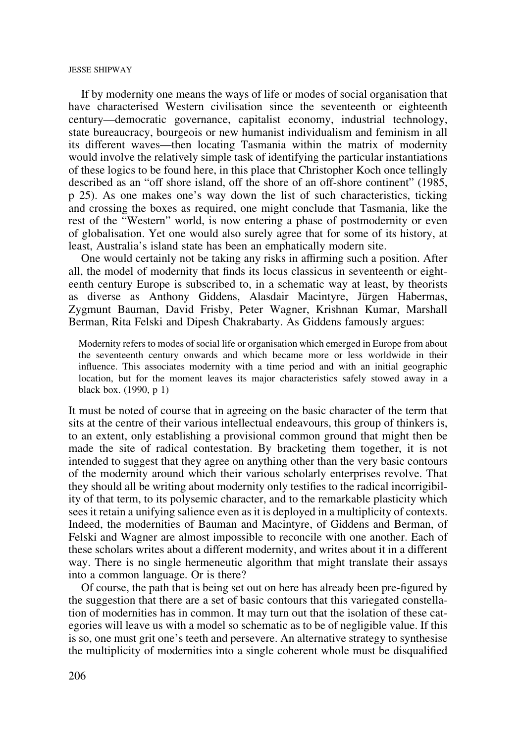If by modernity one means the ways of life or modes of social organisation that have characterised Western civilisation since the seventeenth or eighteenth century—democratic governance, capitalist economy, industrial technology, state bureaucracy, bourgeois or new humanist individualism and feminism in all its different waves—then locating Tasmania within the matrix of modernity would involve the relatively simple task of identifying the particular instantiations of these logics to be found here, in this place that Christopher Koch once tellingly described as an "off shore island, off the shore of an off-shore continent" (1985, p 25). As one makes one's way down the list of such characteristics, ticking and crossing the boxes as required, one might conclude that Tasmania, like the rest of the "Western" world, is now entering a phase of postmodernity or even of globalisation. Yet one would also surely agree that for some of its history, at least, Australia's island state has been an emphatically modern site.

One would certainly not be taking any risks in affirming such a position. After all, the model of modernity that finds its locus classicus in seventeenth or eighteenth century Europe is subscribed to, in a schematic way at least, by theorists as diverse as Anthony Giddens, Alasdair Macintyre, Jürgen Habermas, Zygmunt Bauman, David Frisby, Peter Wagner, Krishnan Kumar, Marshall Berman, Rita Felski and Dipesh Chakrabarty. As Giddens famously argues:

> Modernity refers to modes of social life or organisation which emerged in Europe from about the seventeenth century onwards and which became more or less worldwide in their influence. This associates modernity with a time period and with an initial geographic location, but for the moment leaves its major characteristics safely stowed away in a black box. (1990, p 1)

It must be noted of course that in agreeing on the basic character of the term that sits at the centre of their various intellectual endeavours, this group of thinkers is, to an extent, only establishing a provisional common ground that might then be made the site of radical contestation. By bracketing them together, it is not intended to suggest that they agree on anything other than the very basic contours of the modernity around which their various scholarly enterprises revolve. That they should all be writing about modernity only testifies to the radical incorrigibility of that term, to its polysemic character, and to the remarkable plasticity which sees it retain a unifying salience even as it is deployed in a multiplicity of contexts. Indeed, the modernities of Bauman and Macintyre, of Giddens and Berman, of Felski and Wagner are almost impossible to reconcile with one another. Each of these scholars writes about a different modernity, and writes about it in a different way. There is no single hermeneutic algorithm that might translate their assays into a common language. Or is there?

Of course, the path that is being set out on here has already been pre-figured by the suggestion that there are a set of basic contours that this variegated constellation of modernities has in common. It may turn out that the isolation of these categories will leave us with a model so schematic as to be of negligible value. If this is so, one must grit one's teeth and persevere. An alternative strategy to synthesise the multiplicity of modernities into a single coherent whole must be disqualified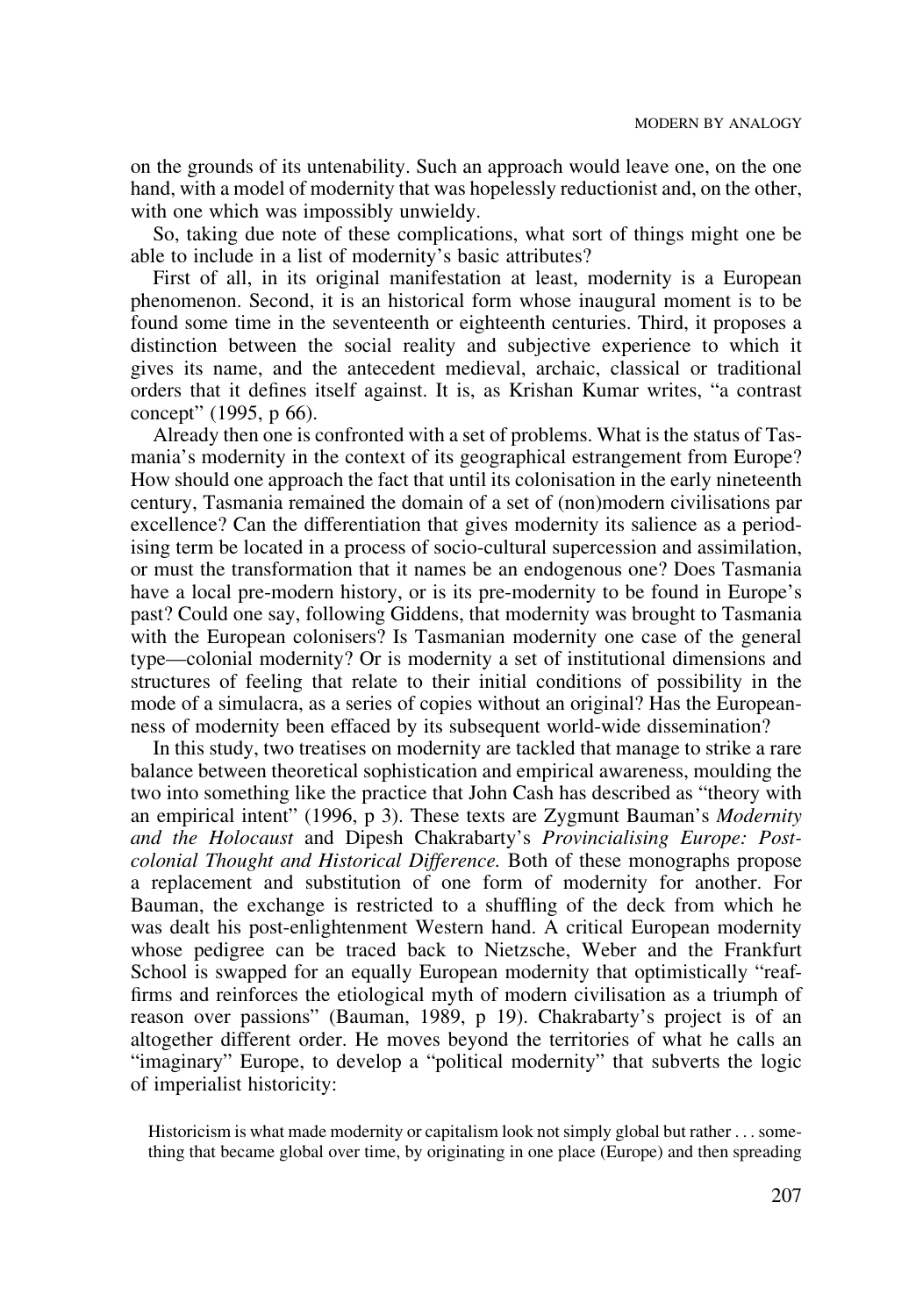on the grounds of its untenability. Such an approach would leave one, on the one hand, with a model of modernity that was hopelessly reductionist and, on the other, with one which was impossibly unwieldy.

So, taking due note of these complications, what sort of things might one be able to include in a list of modernity's basic attributes?

First of all, in its original manifestation at least, modernity is a European phenomenon. Second, it is an historical form whose inaugural moment is to be found some time in the seventeenth or eighteenth centuries. Third, it proposes a distinction between the social reality and subjective experience to which it gives its name, and the antecedent medieval, archaic, classical or traditional orders that it defines itself against. It is, as Krishan Kumar writes, "a contrast concept" (1995, p 66).

Already then one is confronted with a set of problems. What is the status of Tasmania's modernity in the context of its geographical estrangement from Europe? How should one approach the fact that until its colonisation in the early nineteenth century, Tasmania remained the domain of a set of (non)modern civilisations par excellence? Can the differentiation that gives modernity its salience as a periodising term be located in a process of socio-cultural supercession and assimilation, or must the transformation that it names be an endogenous one? Does Tasmania have a local pre-modern history, or is its pre-modernity to be found in Europe's past? Could one say, following Giddens, that modernity was brought to Tasmania with the European colonisers? Is Tasmanian modernity one case of the general type—colonial modernity? Or is modernity a set of institutional dimensions and structures of feeling that relate to their initial conditions of possibility in the mode of a simulacra, as a series of copies without an original? Has the Europeanness of modernity been effaced by its subsequent world-wide dissemination?

In this study, two treatises on modernity are tackled that manage to strike a rare balance between theoretical sophistication and empirical awareness, moulding the two into something like the practice that John Cash has described as "theory with an empirical intent" (1996, p 3). These texts are Zygmunt Bauman's *Modernity and the Holocaust* and Dipesh Chakrabarty's *Provincialising Europe: Postcolonial Thought and Historical Difference.* Both of these monographs propose a replacement and substitution of one form of modernity for another. For Bauman, the exchange is restricted to a shuffling of the deck from which he was dealt his post-enlightenment Western hand. A critical European modernity whose pedigree can be traced back to Nietzsche, Weber and the Frankfurt School is swapped for an equally European modernity that optimistically "reaffirms and reinforces the etiological myth of modern civilisation as a triumph of reason over passions" (Bauman, 1989, p 19). Chakrabarty's project is of an altogether different order. He moves beyond the territories of what he calls an "imaginary" Europe, to develop a "political modernity" that subverts the logic of imperialist historicity:

> Historicism is what made modernity or capitalism look not simply global but rather . . . something that became global over time, by originating in one place (Europe) and then spreading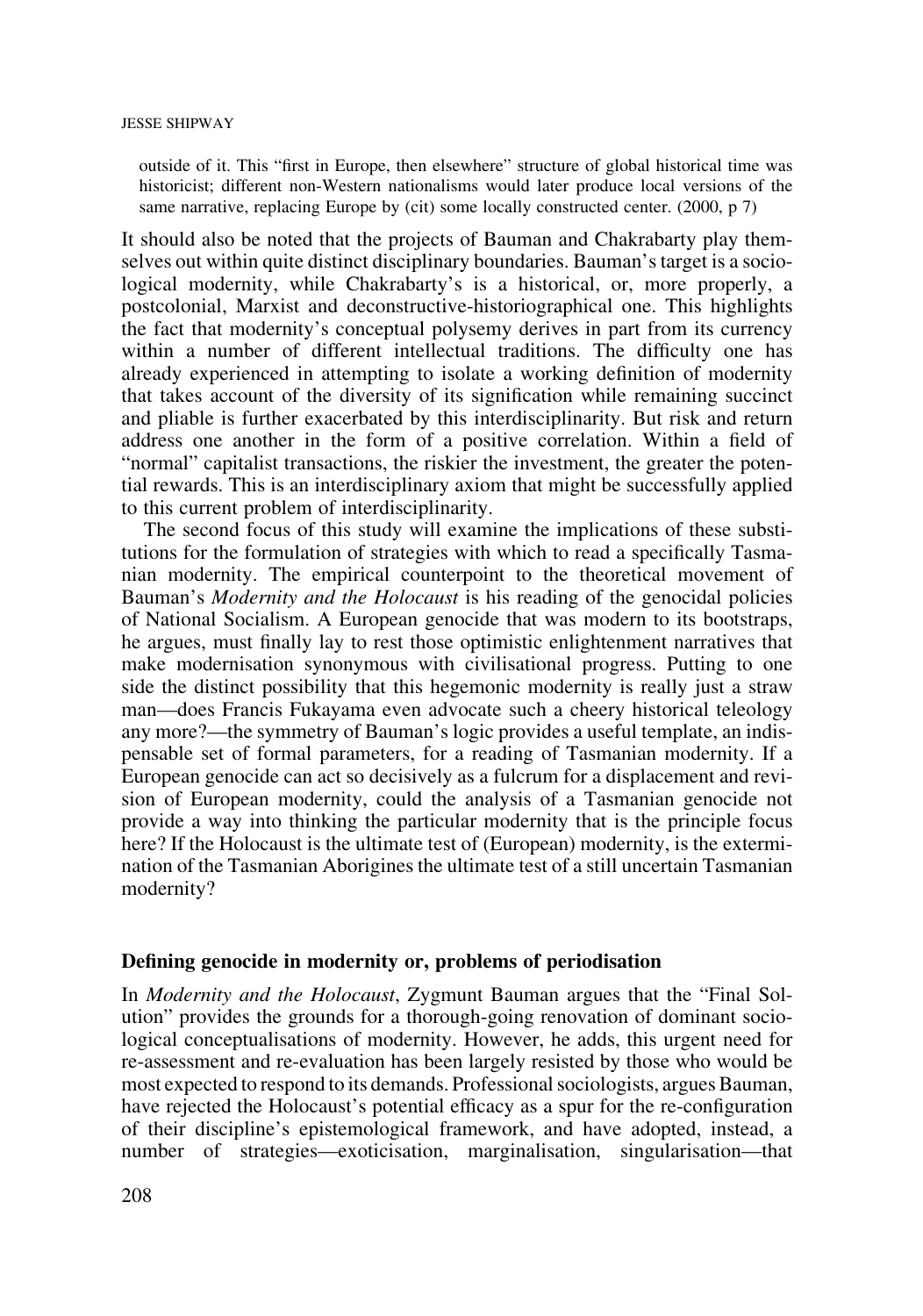> outside of it. This "first in Europe, then elsewhere" structure of global historical time was historicist; different non-Western nationalisms would later produce local versions of the same narrative, replacing Europe by (cit) some locally constructed center. (2000, p 7)

It should also be noted that the projects of Bauman and Chakrabarty play themselves out within quite distinct disciplinary boundaries. Bauman's target is a sociological modernity, while Chakrabarty's is a historical, or, more properly, a postcolonial, Marxist and deconstructive-historiographical one. This highlights the fact that modernity's conceptual polysemy derives in part from its currency within a number of different intellectual traditions. The difficulty one has already experienced in attempting to isolate a working definition of modernity that takes account of the diversity of its signification while remaining succinct and pliable is further exacerbated by this interdisciplinarity. But risk and return address one another in the form of a positive correlation. Within a field of "normal" capitalist transactions, the riskier the investment, the greater the potential rewards. This is an interdisciplinary axiom that might be successfully applied to this current problem of interdisciplinarity.

The second focus of this study will examine the implications of these substitutions for the formulation of strategies with which to read a specifically Tasmanian modernity. The empirical counterpoint to the theoretical movement of Bauman's *Modernity and the Holocaust* is his reading of the genocidal policies of National Socialism. A European genocide that was modern to its bootstraps, he argues, must finally lay to rest those optimistic enlightenment narratives that make modernisation synonymous with civilisational progress. Putting to one side the distinct possibility that this hegemonic modernity is really just a straw man—does Francis Fukayama even advocate such a cheery historical teleology any more?—the symmetry of Bauman's logic provides a useful template, an indispensable set of formal parameters, for a reading of Tasmanian modernity. If a European genocide can act so decisively as a fulcrum for a displacement and revision of European modernity, could the analysis of a Tasmanian genocide not provide a way into thinking the particular modernity that is the principle focus here? If the Holocaust is the ultimate test of (European) modernity, is the extermination of the Tasmanian Aborigines the ultimate test of a still uncertain Tasmanian modernity?

## Defining genocide in modernity or, problems of periodisation

In *Modernity and the Holocaust*, Zygmunt Bauman argues that the "Final Solution" provides the grounds for a thorough-going renovation of dominant sociological conceptualisations of modernity. However, he adds, this urgent need for re-assessment and re-evaluation has been largely resisted by those who would be most expected to respond to its demands. Professional sociologists, argues Bauman, have rejected the Holocaust's potential efficacy as a spur for the re-configuration of their discipline's epistemological framework, and have adopted, instead, a number of strategies—exoticisation, marginalisation, singularisation—that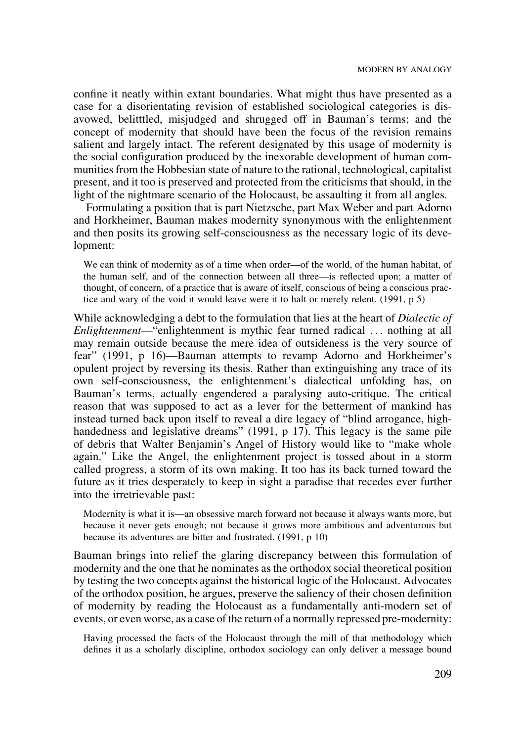confine it neatly within extant boundaries. What might thus have presented as a case for a disorientating revision of established sociological categories is disavowed, belitttled, misjudged and shrugged off in Bauman's terms; and the concept of modernity that should have been the focus of the revision remains salient and largely intact. The referent designated by this usage of modernity is the social configuration produced by the inexorable development of human communities from the Hobbesian state of nature to the rational, technological, capitalist present, and it too is preserved and protected from the criticisms that should, in the light of the nightmare scenario of the Holocaust, be assaulting it from all angles.

Formulating a position that is part Nietzsche, part Max Weber and part Adorno and Horkheimer, Bauman makes modernity synonymous with the enlightenment and then posits its growing self-consciousness as the necessary logic of its development:

> We can think of modernity as of a time when order—of the world, of the human habitat, of the human self, and of the connection between all three—is reflected upon; a matter of thought, of concern, of a practice that is aware of itself, conscious of being a conscious practice and wary of the void it would leave were it to halt or merely relent. (1991, p 5)

While acknowledging a debt to the formulation that lies at the heart of *Dialectic of Enlightenment*—"enlightenment is mythic fear turned radical ... nothing at all may remain outside because the mere idea of outsideness is the very source of fear" (1991, p 16)—Bauman attempts to revamp Adorno and Horkheimer's opulent project by reversing its thesis. Rather than extinguishing any trace of its own self-consciousness, the enlightenment's dialectical unfolding has, on Bauman's terms, actually engendered a paralysing auto-critique. The critical reason that was supposed to act as a lever for the betterment of mankind has instead turned back upon itself to reveal a dire legacy of "blind arrogance, high-handedness and legislative dreams" (1991, p 17). This legacy is the same pile of debris that Walter Benjamin's Angel of History would like to "make whole again." Like the Angel, the enlightenment project is tossed about in a storm called progress, a storm of its own making. It too has its back turned toward the future as it tries desperately to keep in sight a paradise that recedes ever further into the irretrievable past:

> Modernity is what it is—an obsessive march forward not because it always wants more, but because it never gets enough; not because it grows more ambitious and adventurous but because its adventures are bitter and frustrated. (1991, p 10)

Bauman brings into relief the glaring discrepancy between this formulation of modernity and the one that he nominates as the orthodox social theoretical position by testing the two concepts against the historical logic of the Holocaust. Advocates of the orthodox position, he argues, preserve the saliency of their chosen definition of modernity by reading the Holocaust as a fundamentally anti-modern set of events, or even worse, as a case of the return of a normally repressed pre-modernity:

> Having processed the facts of the Holocaust through the mill of that methodology which defines it as a scholarly discipline, orthodox sociology can only deliver a message bound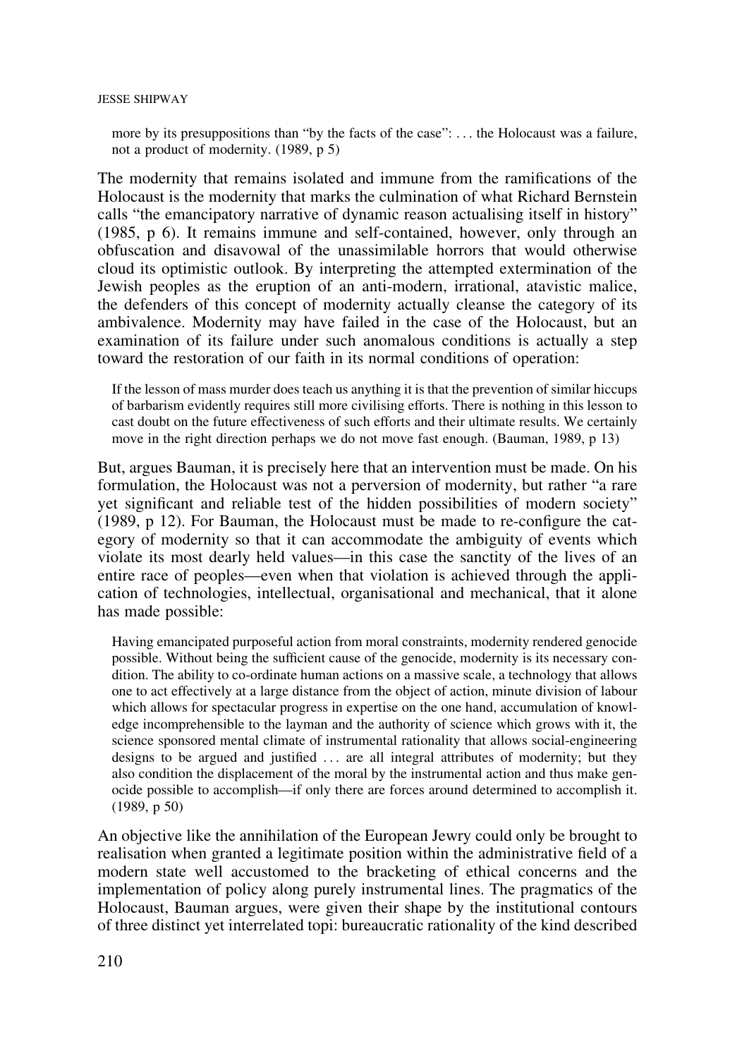> more by its presuppositions than "by the facts of the case": . . . the Holocaust was a failure, not a product of modernity. (1989, p 5)

The modernity that remains isolated and immune from the ramifications of the Holocaust is the modernity that marks the culmination of what Richard Bernstein calls "the emancipatory narrative of dynamic reason actualising itself in history" (1985, p 6). It remains immune and self-contained, however, only through an obfuscation and disavowal of the unassimilable horrors that would otherwise cloud its optimistic outlook. By interpreting the attempted extermination of the Jewish peoples as the eruption of an anti-modern, irrational, atavistic malice, the defenders of this concept of modernity actually cleanse the category of its ambivalence. Modernity may have failed in the case of the Holocaust, but an examination of its failure under such anomalous conditions is actually a step toward the restoration of our faith in its normal conditions of operation:

> If the lesson of mass murder does teach us anything it is that the prevention of similar hiccups of barbarism evidently requires still more civilising efforts. There is nothing in this lesson to cast doubt on the future effectiveness of such efforts and their ultimate results. We certainly move in the right direction perhaps we do not move fast enough. (Bauman, 1989, p 13)

But, argues Bauman, it is precisely here that an intervention must be made. On his formulation, the Holocaust was not a perversion of modernity, but rather "a rare yet significant and reliable test of the hidden possibilities of modern society" (1989, p 12). For Bauman, the Holocaust must be made to re-configure the category of modernity so that it can accommodate the ambiguity of events which violate its most dearly held values—in this case the sanctity of the lives of an entire race of peoples—even when that violation is achieved through the application of technologies, intellectual, organisational and mechanical, that it alone has made possible:

> Having emancipated purposeful action from moral constraints, modernity rendered genocide possible. Without being the sufficient cause of the genocide, modernity is its necessary condition. The ability to co-ordinate human actions on a massive scale, a technology that allows one to act effectively at a large distance from the object of action, minute division of labour which allows for spectacular progress in expertise on the one hand, accumulation of knowledge incomprehensible to the layman and the authority of science which grows with it, the science sponsored mental climate of instrumental rationality that allows social-engineering designs to be argued and justified . . . are all integral attributes of modernity; but they also condition the displacement of the moral by the instrumental action and thus make genocide possible to accomplish—if only there are forces around determined to accomplish it. (1989, p 50)

An objective like the annihilation of the European Jewry could only be brought to realisation when granted a legitimate position within the administrative field of a modern state well accustomed to the bracketing of ethical concerns and the implementation of policy along purely instrumental lines. The pragmatics of the Holocaust, Bauman argues, were given their shape by the institutional contours of three distinct yet interrelated topi: bureaucratic rationality of the kind described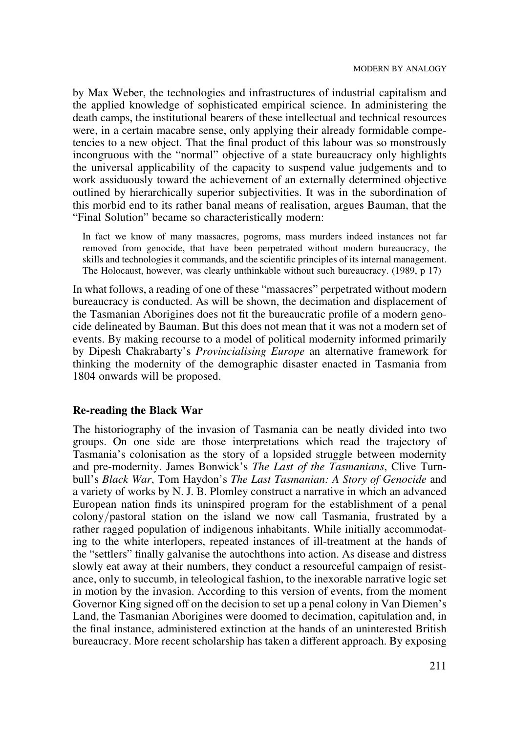by Max Weber, the technologies and infrastructures of industrial capitalism and the applied knowledge of sophisticated empirical science. In administering the death camps, the institutional bearers of these intellectual and technical resources were, in a certain macabre sense, only applying their already formidable competencies to a new object. That the final product of this labour was so monstrously incongruous with the "normal" objective of a state bureaucracy only highlights the universal applicability of the capacity to suspend value judgements and to work assiduously toward the achievement of an externally determined objective outlined by hierarchically superior subjectivities. It was in the subordination of this morbid end to its rather banal means of realisation, argues Bauman, that the "Final Solution" became so characteristically modern:

> In fact we know of many massacres, pogroms, mass murders indeed instances not far removed from genocide, that have been perpetrated without modern bureaucracy, the skills and technologies it commands, and the scientific principles of its internal management. The Holocaust, however, was clearly unthinkable without such bureaucracy. (1989, p 17)

In what follows, a reading of one of these "massacres" perpetrated without modern bureaucracy is conducted. As will be shown, the decimation and displacement of the Tasmanian Aborigines does not fit the bureaucratic profile of a modern genocide delineated by Bauman. But this does not mean that it was not a modern set of events. By making recourse to a model of political modernity informed primarily by Dipesh Chakrabarty's *Provincialising Europe* an alternative framework for thinking the modernity of the demographic disaster enacted in Tasmania from 1804 onwards will be proposed.

## Re-reading the Black War

The historiography of the invasion of Tasmania can be neatly divided into two groups. On one side are those interpretations which read the trajectory of Tasmania's colonisation as the story of a lopsided struggle between modernity and pre-modernity. James Bonwick's *The Last of the Tasmanians*, Clive Turnbull's *Black War*, Tom Haydon's *The Last Tasmanian: A Story of Genocide* and a variety of works by N. J. B. Plomley construct a narrative in which an advanced European nation finds its uninspired program for the establishment of a penal colony/pastoral station on the island we now call Tasmania, frustrated by a rather ragged population of indigenous inhabitants. While initially accommodating to the white interlopers, repeated instances of ill-treatment at the hands of the "settlers" finally galvanise the autochthons into action. As disease and distress slowly eat away at their numbers, they conduct a resourceful campaign of resistance, only to succumb, in teleological fashion, to the inexorable narrative logic set in motion by the invasion. According to this version of events, from the moment Governor King signed off on the decision to set up a penal colony in Van Diemen's Land, the Tasmanian Aborigines were doomed to decimation, capitulation and, in the final instance, administered extinction at the hands of an uninterested British bureaucracy. More recent scholarship has taken a different approach. By exposing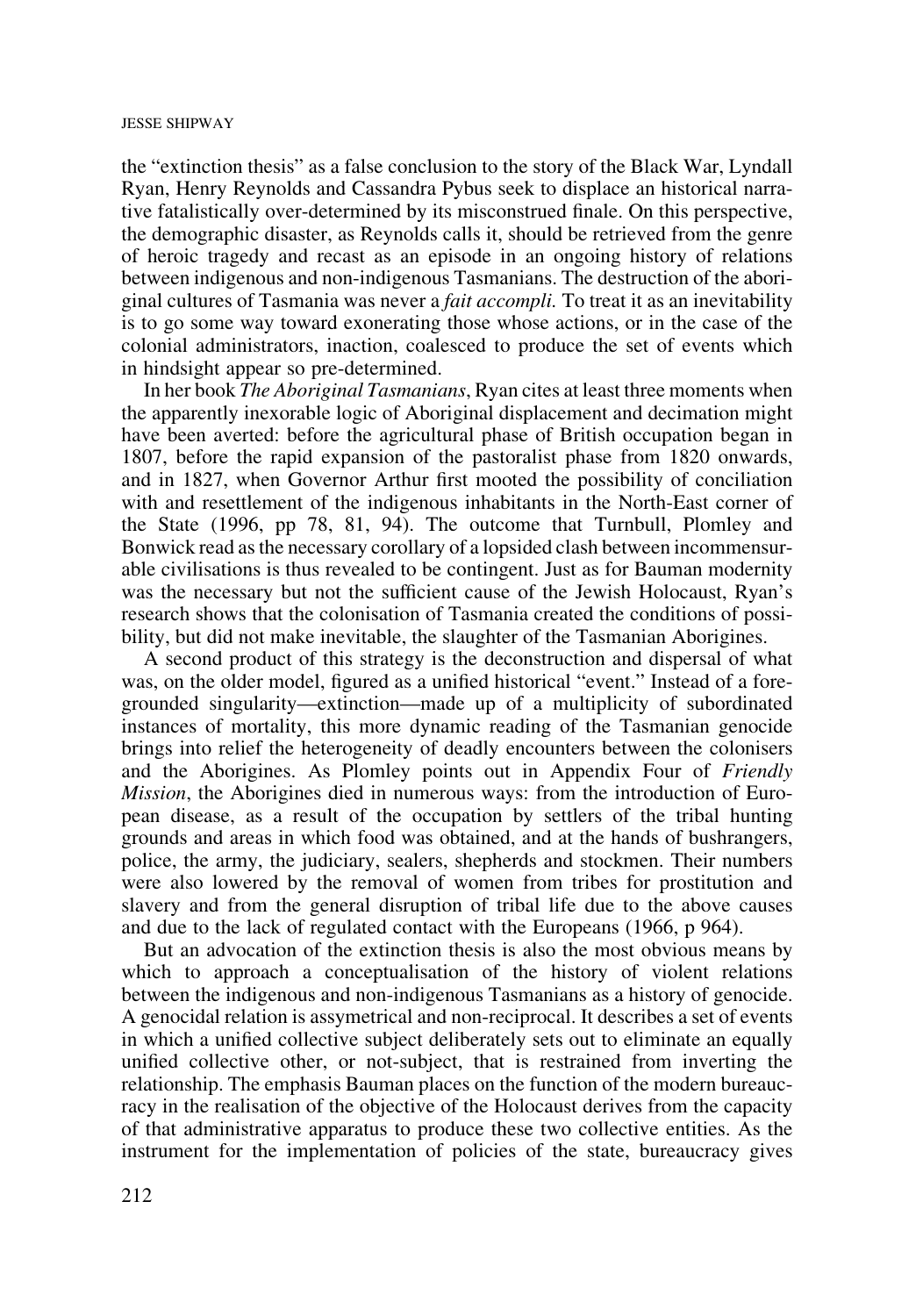the "extinction thesis" as a false conclusion to the story of the Black War, Lyndall Ryan, Henry Reynolds and Cassandra Pybus seek to displace an historical narrative fatalistically over-determined by its misconstrued finale. On this perspective, the demographic disaster, as Reynolds calls it, should be retrieved from the genre of heroic tragedy and recast as an episode in an ongoing history of relations between indigenous and non-indigenous Tasmanians. The destruction of the aboriginal cultures of Tasmania was never a *fait accompli.* To treat it as an inevitability is to go some way toward exonerating those whose actions, or in the case of the colonial administrators, inaction, coalesced to produce the set of events which in hindsight appear so pre-determined.

In her book *The Aboriginal Tasmanians*, Ryan cites at least three moments when the apparently inexorable logic of Aboriginal displacement and decimation might have been averted: before the agricultural phase of British occupation began in 1807, before the rapid expansion of the pastoralist phase from 1820 onwards, and in 1827, when Governor Arthur first mooted the possibility of conciliation with and resettlement of the indigenous inhabitants in the North-East corner of the State (1996, pp 78, 81, 94). The outcome that Turnbull, Plomley and Bonwick read as the necessary corollary of a lopsided clash between incommensurable civilisations is thus revealed to be contingent. Just as for Bauman modernity was the necessary but not the sufficient cause of the Jewish Holocaust, Ryan's research shows that the colonisation of Tasmania created the conditions of possibility, but did not make inevitable, the slaughter of the Tasmanian Aborigines.

A second product of this strategy is the deconstruction and dispersal of what was, on the older model, figured as a unified historical "event." Instead of a foregrounded singularity—extinction—made up of a multiplicity of subordinated instances of mortality, this more dynamic reading of the Tasmanian genocide brings into relief the heterogeneity of deadly encounters between the colonisers and the Aborigines. As Plomley points out in Appendix Four of *Friendly Mission*, the Aborigines died in numerous ways: from the introduction of European disease, as a result of the occupation by settlers of the tribal hunting grounds and areas in which food was obtained, and at the hands of bushrangers, police, the army, the judiciary, sealers, shepherds and stockmen. Their numbers were also lowered by the removal of women from tribes for prostitution and slavery and from the general disruption of tribal life due to the above causes and due to the lack of regulated contact with the Europeans (1966, p 964).

But an advocation of the extinction thesis is also the most obvious means by which to approach a conceptualisation of the history of violent relations between the indigenous and non-indigenous Tasmanians as a history of genocide. A genocidal relation is assymetrical and non-reciprocal. It describes a set of events in which a unified collective subject deliberately sets out to eliminate an equally unified collective other, or not-subject, that is restrained from inverting the relationship. The emphasis Bauman places on the function of the modern bureaucracy in the realisation of the objective of the Holocaust derives from the capacity of that administrative apparatus to produce these two collective entities. As the instrument for the implementation of policies of the state, bureaucracy gives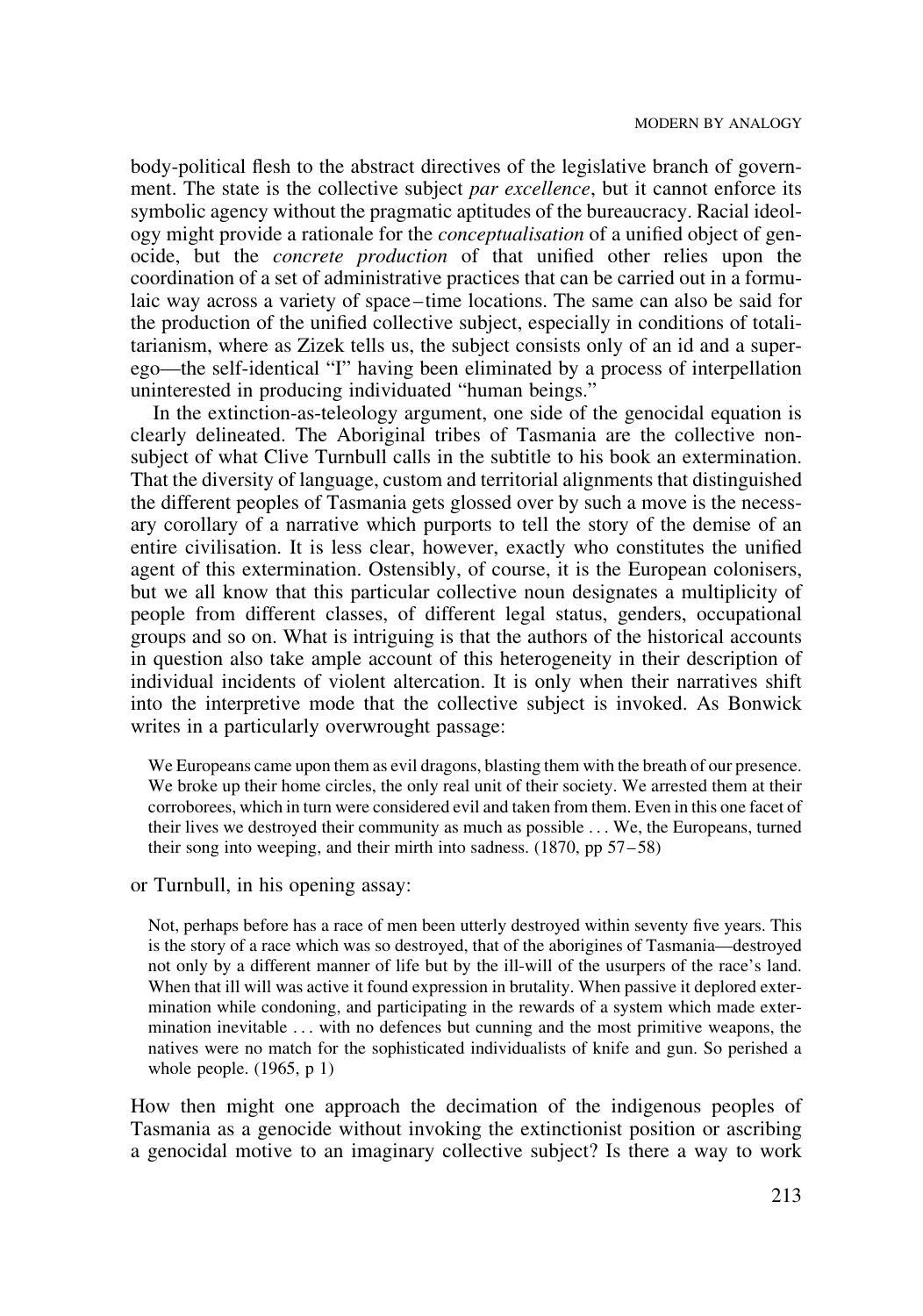body-political flesh to the abstract directives of the legislative branch of government. The state is the collective subject *par excellence*, but it cannot enforce its symbolic agency without the pragmatic aptitudes of the bureaucracy. Racial ideology might provide a rationale for the *conceptualisation* of a unified object of genocide, but the *concrete production* of that unified other relies upon the coordination of a set of administrative practices that can be carried out in a formulaic way across a variety of space–time locations. The same can also be said for the production of the unified collective subject, especially in conditions of totalitarianism, where as Zizek tells us, the subject consists only of an id and a superego—the self-identical "I" having been eliminated by a process of interpellation uninterested in producing individuated "human beings."

In the extinction-as-teleology argument, one side of the genocidal equation is clearly delineated. The Aboriginal tribes of Tasmania are the collective non-subject of what Clive Turnbull calls in the subtitle to his book an extermination. That the diversity of language, custom and territorial alignments that distinguished the different peoples of Tasmania gets glossed over by such a move is the necessary corollary of a narrative which purports to tell the story of the demise of an entire civilisation. It is less clear, however, exactly who constitutes the unified agent of this extermination. Ostensibly, of course, it is the European colonisers, but we all know that this particular collective noun designates a multiplicity of people from different classes, of different legal status, genders, occupational groups and so on. What is intriguing is that the authors of the historical accounts in question also take ample account of this heterogeneity in their description of individual incidents of violent altercation. It is only when their narratives shift into the interpretive mode that the collective subject is invoked. As Bonwick writes in a particularly overwrought passage:

> We Europeans came upon them as evil dragons, blasting them with the breath of our presence. We broke up their home circles, the only real unit of their society. We arrested them at their corroborees, which in turn were considered evil and taken from them. Even in this one facet of their lives we destroyed their community as much as possible ... We, the Europeans, turned their song into weeping, and their mirth into sadness. (1870, pp 57–58)

or Turnbull, in his opening assay:

> Not, perhaps before has a race of men been utterly destroyed within seventy five years. This is the story of a race which was so destroyed, that of the aborigines of Tasmania—destroyed not only by a different manner of life but by the ill-will of the usurpers of the race's land. When that ill will was active it found expression in brutality. When passive it deplored extermination while condoning, and participating in the rewards of a system which made extermination inevitable ... with no defences but cunning and the most primitive weapons, the natives were no match for the sophisticated individualists of knife and gun. So perished a whole people. (1965, p 1)

How then might one approach the decimation of the indigenous peoples of Tasmania as a genocide without invoking the extinctionist position or ascribing a genocidal motive to an imaginary collective subject? Is there a way to work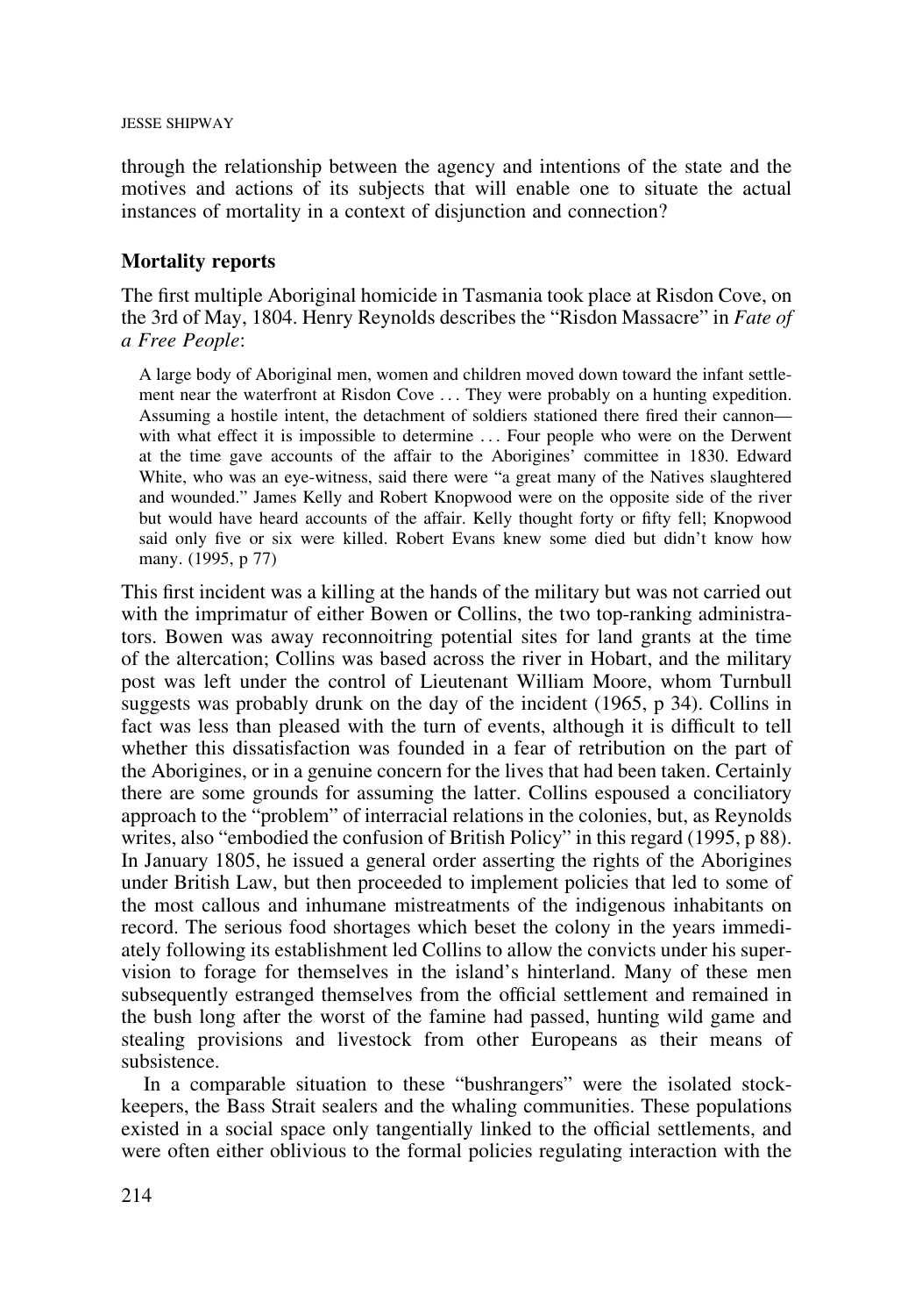through the relationship between the agency and intentions of the state and the motives and actions of its subjects that will enable one to situate the actual instances of mortality in a context of disjunction and connection?

## Mortality reports

The first multiple Aboriginal homicide in Tasmania took place at Risdon Cove, on the 3rd of May, 1804. Henry Reynolds describes the "Risdon Massacre" in *Fate of a Free People*:

> A large body of Aboriginal men, women and children moved down toward the infant settlement near the waterfront at Risdon Cove ... They were probably on a hunting expedition. Assuming a hostile intent, the detachment of soldiers stationed there fired their cannon—with what effect it is impossible to determine ... Four people who were on the Derwent at the time gave accounts of the affair to the Aborigines' committee in 1830. Edward White, who was an eye-witness, said there were "a great many of the Natives slaughtered and wounded." James Kelly and Robert Knopwood were on the opposite side of the river but would have heard accounts of the affair. Kelly thought forty or fifty fell; Knopwood said only five or six were killed. Robert Evans knew some died but didn't know how many. (1995, p 77)

This first incident was a killing at the hands of the military but was not carried out with the imprimatur of either Bowen or Collins, the two top-ranking administrators. Bowen was away reconnoitring potential sites for land grants at the time of the altercation; Collins was based across the river in Hobart, and the military post was left under the control of Lieutenant William Moore, whom Turnbull suggests was probably drunk on the day of the incident (1965, p 34). Collins in fact was less than pleased with the turn of events, although it is difficult to tell whether this dissatisfaction was founded in a fear of retribution on the part of the Aborigines, or in a genuine concern for the lives that had been taken. Certainly there are some grounds for assuming the latter. Collins espoused a conciliatory approach to the "problem" of interracial relations in the colonies, but, as Reynolds writes, also "embodied the confusion of British Policy" in this regard (1995, p 88). In January 1805, he issued a general order asserting the rights of the Aborigines under British Law, but then proceeded to implement policies that led to some of the most callous and inhumane mistreatments of the indigenous inhabitants on record. The serious food shortages which beset the colony in the years immediately following its establishment led Collins to allow the convicts under his supervision to forage for themselves in the island's hinterland. Many of these men subsequently estranged themselves from the official settlement and remained in the bush long after the worst of the famine had passed, hunting wild game and stealing provisions and livestock from other Europeans as their means of subsistence.

In a comparable situation to these "bushrangers" were the isolated stock-keepers, the Bass Strait sealers and the whaling communities. These populations existed in a social space only tangentially linked to the official settlements, and were often either oblivious to the formal policies regulating interaction with the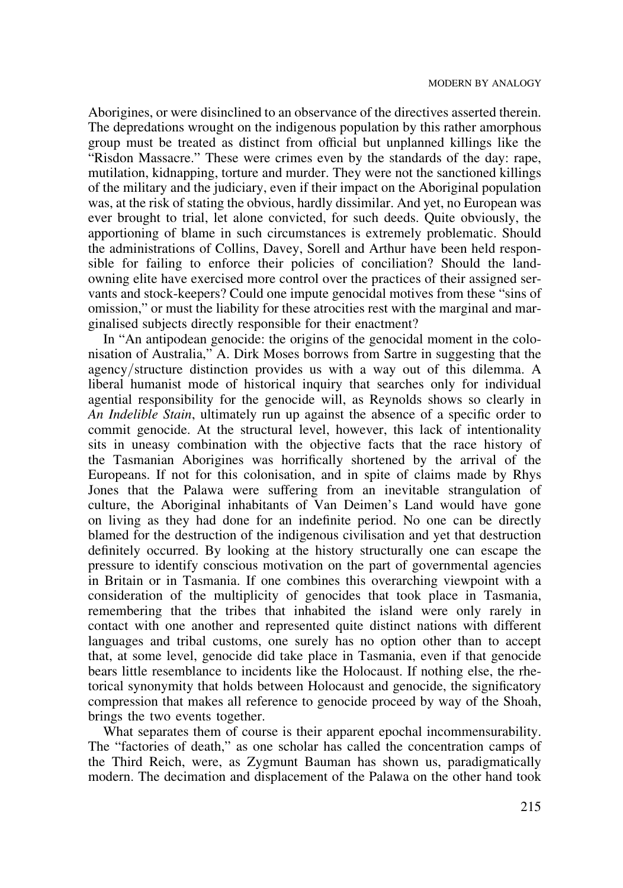Aborigines, or were disinclined to an observance of the directives asserted therein. The depredations wrought on the indigenous population by this rather amorphous group must be treated as distinct from official but unplanned killings like the "Risdon Massacre." These were crimes even by the standards of the day: rape, mutilation, kidnapping, torture and murder. They were not the sanctioned killings of the military and the judiciary, even if their impact on the Aboriginal population was, at the risk of stating the obvious, hardly dissimilar. And yet, no European was ever brought to trial, let alone convicted, for such deeds. Quite obviously, the apportioning of blame in such circumstances is extremely problematic. Should the administrations of Collins, Davey, Sorell and Arthur have been held responsible for failing to enforce their policies of conciliation? Should the land-owning elite have exercised more control over the practices of their assigned servants and stock-keepers? Could one impute genocidal motives from these "sins of omission," or must the liability for these atrocities rest with the marginal and marginalised subjects directly responsible for their enactment?

In "An antipodean genocide: the origins of the genocidal moment in the colonisation of Australia," A. Dirk Moses borrows from Sartre in suggesting that the agency/structure distinction provides us with a way out of this dilemma. A liberal humanist mode of historical inquiry that searches only for individual agential responsibility for the genocide will, as Reynolds shows so clearly in *An Indelible Stain*, ultimately run up against the absence of a specific order to commit genocide. At the structural level, however, this lack of intentionality sits in uneasy combination with the objective facts that the race history of the Tasmanian Aborigines was horrifically shortened by the arrival of the Europeans. If not for this colonisation, and in spite of claims made by Rhys Jones that the Palawa were suffering from an inevitable strangulation of culture, the Aboriginal inhabitants of Van Deimen's Land would have gone on living as they had done for an indefinite period. No one can be directly blamed for the destruction of the indigenous civilisation and yet that destruction definitely occurred. By looking at the history structurally one can escape the pressure to identify conscious motivation on the part of governmental agencies in Britain or in Tasmania. If one combines this overarching viewpoint with a consideration of the multiplicity of genocides that took place in Tasmania, remembering that the tribes that inhabited the island were only rarely in contact with one another and represented quite distinct nations with different languages and tribal customs, one surely has no option other than to accept that, at some level, genocide did take place in Tasmania, even if that genocide bears little resemblance to incidents like the Holocaust. If nothing else, the rhetorical synonymity that holds between Holocaust and genocide, the significatory compression that makes all reference to genocide proceed by way of the Shoah, brings the two events together.

What separates them of course is their apparent epochal incommensurability. The "factories of death," as one scholar has called the concentration camps of the Third Reich, were, as Zygmunt Bauman has shown us, paradigmatically modern. The decimation and displacement of the Palawa on the other hand took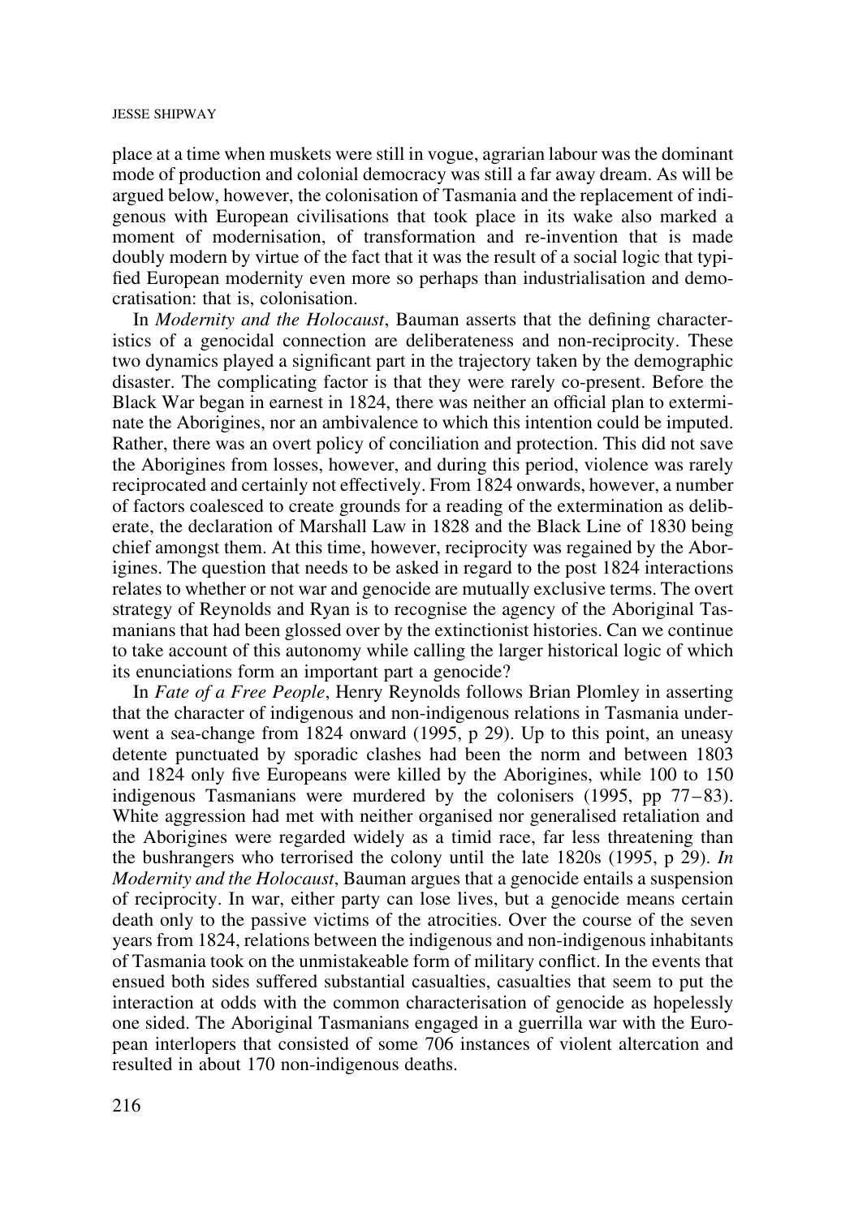place at a time when muskets were still in vogue, agrarian labour was the dominant mode of production and colonial democracy was still a far away dream. As will be argued below, however, the colonisation of Tasmania and the replacement of indigenous with European civilisations that took place in its wake also marked a moment of modernisation, of transformation and re-invention that is made doubly modern by virtue of the fact that it was the result of a social logic that typified European modernity even more so perhaps than industrialisation and democratisation: that is, colonisation.

In *Modernity and the Holocaust*, Bauman asserts that the defining characteristics of a genocidal connection are deliberateness and non-reciprocity. These two dynamics played a significant part in the trajectory taken by the demographic disaster. The complicating factor is that they were rarely co-present. Before the Black War began in earnest in 1824, there was neither an official plan to exterminate the Aborigines, nor an ambivalence to which this intention could be imputed. Rather, there was an overt policy of conciliation and protection. This did not save the Aborigines from losses, however, and during this period, violence was rarely reciprocated and certainly not effectively. From 1824 onwards, however, a number of factors coalesced to create grounds for a reading of the extermination as deliberate, the declaration of Marshall Law in 1828 and the Black Line of 1830 being chief amongst them. At this time, however, reciprocity was regained by the Aborigines. The question that needs to be asked in regard to the post 1824 interactions relates to whether or not war and genocide are mutually exclusive terms. The overt strategy of Reynolds and Ryan is to recognise the agency of the Aboriginal Tasmanians that had been glossed over by the extinctionist histories. Can we continue to take account of this autonomy while calling the larger historical logic of which its enunciations form an important part a genocide?

In *Fate of a Free People*, Henry Reynolds follows Brian Plomley in asserting that the character of indigenous and non-indigenous relations in Tasmania underwent a sea-change from 1824 onward (1995, p 29). Up to this point, an uneasy detente punctuated by sporadic clashes had been the norm and between 1803 and 1824 only five Europeans were killed by the Aborigines, while 100 to 150 indigenous Tasmanians were murdered by the colonisers (1995, pp 77–83). White aggression had met with neither organised nor generalised retaliation and the Aborigines were regarded widely as a timid race, far less threatening than the bushrangers who terrorised the colony until the late 1820s (1995, p 29). *In Modernity and the Holocaust*, Bauman argues that a genocide entails a suspension of reciprocity. In war, either party can lose lives, but a genocide means certain death only to the passive victims of the atrocities. Over the course of the seven years from 1824, relations between the indigenous and non-indigenous inhabitants of Tasmania took on the unmistakeable form of military conflict. In the events that ensued both sides suffered substantial casualties, casualties that seem to put the interaction at odds with the common characterisation of genocide as hopelessly one sided. The Aboriginal Tasmanians engaged in a guerrilla war with the European interlopers that consisted of some 706 instances of violent altercation and resulted in about 170 non-indigenous deaths.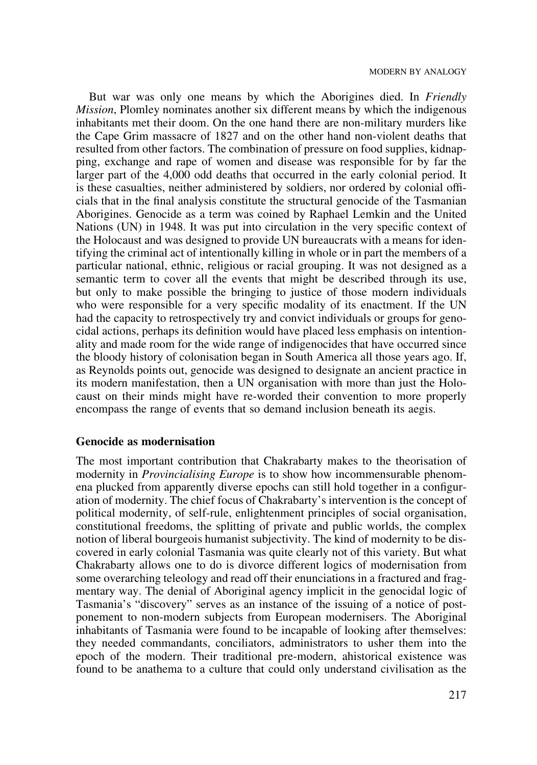But war was only one means by which the Aborigines died. In *Friendly Mission*, Plomley nominates another six different means by which the indigenous inhabitants met their doom. On the one hand there are non-military murders like the Cape Grim massacre of 1827 and on the other hand non-violent deaths that resulted from other factors. The combination of pressure on food supplies, kidnapping, exchange and rape of women and disease was responsible for by far the larger part of the 4,000 odd deaths that occurred in the early colonial period. It is these casualties, neither administered by soldiers, nor ordered by colonial officials that in the final analysis constitute the structural genocide of the Tasmanian Aborigines. Genocide as a term was coined by Raphael Lemkin and the United Nations (UN) in 1948. It was put into circulation in the very specific context of the Holocaust and was designed to provide UN bureaucrats with a means for identifying the criminal act of intentionally killing in whole or in part the members of a particular national, ethnic, religious or racial grouping. It was not designed as a semantic term to cover all the events that might be described through its use, but only to make possible the bringing to justice of those modern individuals who were responsible for a very specific modality of its enactment. If the UN had the capacity to retrospectively try and convict individuals or groups for genocidal actions, perhaps its definition would have placed less emphasis on intentionality and made room for the wide range of indigenocides that have occurred since the bloody history of colonisation began in South America all those years ago. If, as Reynolds points out, genocide was designed to designate an ancient practice in its modern manifestation, then a UN organisation with more than just the Holocaust on their minds might have re-worded their convention to more properly encompass the range of events that so demand inclusion beneath its aegis.

## Genocide as modernisation

The most important contribution that Chakrabarty makes to the theorisation of modernity in *Provincialising Europe* is to show how incommensurable phenomena plucked from apparently diverse epochs can still hold together in a configuration of modernity. The chief focus of Chakrabarty's intervention is the concept of political modernity, of self-rule, enlightenment principles of social organisation, constitutional freedoms, the splitting of private and public worlds, the complex notion of liberal bourgeois humanist subjectivity. The kind of modernity to be discovered in early colonial Tasmania was quite clearly not of this variety. But what Chakrabarty allows one to do is divorce different logics of modernisation from some overarching teleology and read off their enunciations in a fractured and fragmentary way. The denial of Aboriginal agency implicit in the genocidal logic of Tasmania's "discovery" serves as an instance of the issuing of a notice of postponement to non-modern subjects from European modernisers. The Aboriginal inhabitants of Tasmania were found to be incapable of looking after themselves: they needed commandants, conciliators, administrators to usher them into the epoch of the modern. Their traditional pre-modern, ahistorical existence was found to be anathema to a culture that could only understand civilisation as the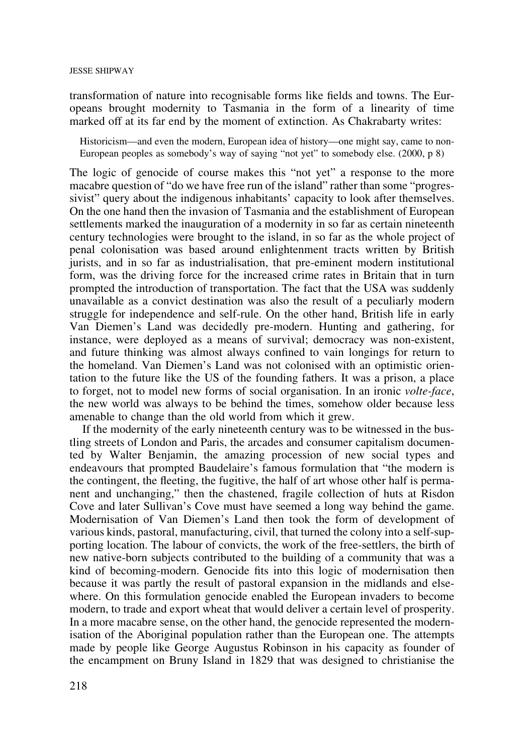transformation of nature into recognisable forms like fields and towns. The Europeans brought modernity to Tasmania in the form of a linearity of time marked off at its far end by the moment of extinction. As Chakrabarty writes:

> Historicism—and even the modern, European idea of history—one might say, came to non-European peoples as somebody's way of saying "not yet" to somebody else. (2000, p 8)

The logic of genocide of course makes this "not yet" a response to the more macabre question of "do we have free run of the island" rather than some "progressivist" query about the indigenous inhabitants' capacity to look after themselves. On the one hand then the invasion of Tasmania and the establishment of European settlements marked the inauguration of a modernity in so far as certain nineteenth century technologies were brought to the island, in so far as the whole project of penal colonisation was based around enlightenment tracts written by British jurists, and in so far as industrialisation, that pre-eminent modern institutional form, was the driving force for the increased crime rates in Britain that in turn prompted the introduction of transportation. The fact that the USA was suddenly unavailable as a convict destination was also the result of a peculiarly modern struggle for independence and self-rule. On the other hand, British life in early Van Diemen's Land was decidedly pre-modern. Hunting and gathering, for instance, were deployed as a means of survival; democracy was non-existent, and future thinking was almost always confined to vain longings for return to the homeland. Van Diemen's Land was not colonised with an optimistic orientation to the future like the US of the founding fathers. It was a prison, a place to forget, not to model new forms of social organisation. In an ironic *volte-face*, the new world was always to be behind the times, somehow older because less amenable to change than the old world from which it grew.

If the modernity of the early nineteenth century was to be witnessed in the bustling streets of London and Paris, the arcades and consumer capitalism documented by Walter Benjamin, the amazing procession of new social types and endeavours that prompted Baudelaire's famous formulation that "the modern is the contingent, the fleeting, the fugitive, the half of art whose other half is permanent and unchanging," then the chastened, fragile collection of huts at Risdon Cove and later Sullivan's Cove must have seemed a long way behind the game. Modernisation of Van Diemen's Land then took the form of development of various kinds, pastoral, manufacturing, civil, that turned the colony into a self-supporting location. The labour of convicts, the work of the free-settlers, the birth of new native-born subjects contributed to the building of a community that was a kind of becoming-modern. Genocide fits into this logic of modernisation then because it was partly the result of pastoral expansion in the midlands and elsewhere. On this formulation genocide enabled the European invaders to become modern, to trade and export wheat that would deliver a certain level of prosperity. In a more macabre sense, on the other hand, the genocide represented the modernisation of the Aboriginal population rather than the European one. The attempts made by people like George Augustus Robinson in his capacity as founder of the encampment on Bruny Island in 1829 that was designed to christianise the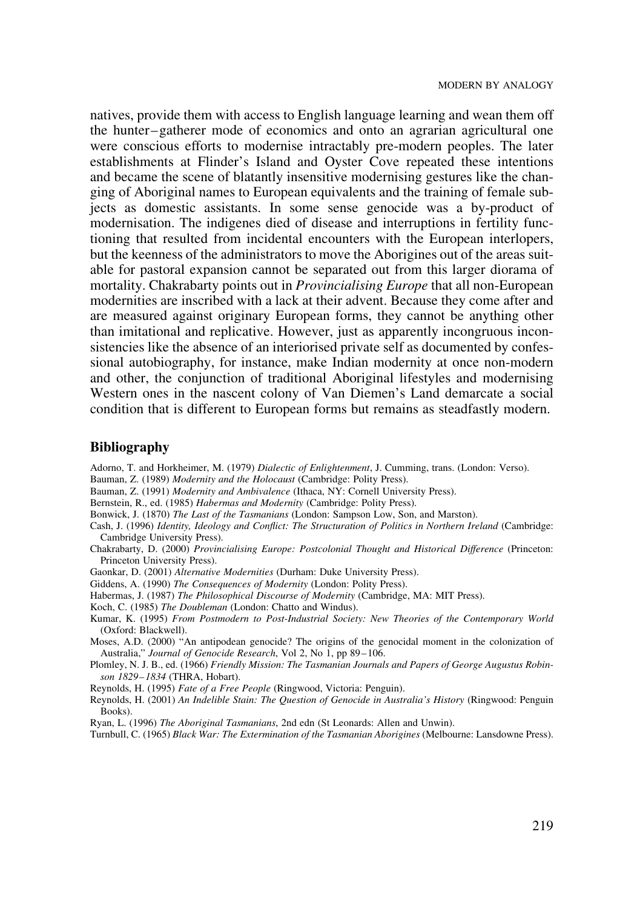natives, provide them with access to English language learning and wean them off the hunter–gatherer mode of economics and onto an agrarian agricultural one were conscious efforts to modernise intractably pre-modern peoples. The later establishments at Flinder's Island and Oyster Cove repeated these intentions and became the scene of blatantly insensitive modernising gestures like the changing of Aboriginal names to European equivalents and the training of female subjects as domestic assistants. In some sense genocide was a by-product of modernisation. The indigenes died of disease and interruptions in fertility functioning that resulted from incidental encounters with the European interlopers, but the keenness of the administrators to move the Aborigines out of the areas suitable for pastoral expansion cannot be separated out from this larger diorama of mortality. Chakrabarty points out in *Provincialising Europe* that all non-European modernities are inscribed with a lack at their advent. Because they come after and are measured against originary European forms, they cannot be anything other than imitational and replicative. However, just as apparently incongruous inconsistencies like the absence of an interiorised private self as documented by confessional autobiography, for instance, make Indian modernity at once non-modern and other, the conjunction of traditional Aboriginal lifestyles and modernising Western ones in the nascent colony of Van Diemen's Land demarcate a social condition that is different to European forms but remains as steadfastly modern.

## Bibliography

Adorno, T. and Horkheimer, M. (1979) *Dialectic of Enlightenment*, J. Cumming, trans. (London: Verso).

Bauman, Z. (1989) *Modernity and the Holocaust* (Cambridge: Polity Press).

Bauman, Z. (1991) *Modernity and Ambivalence* (Ithaca, NY: Cornell University Press).

Bernstein, R., ed. (1985) *Habermas and Modernity* (Cambridge: Polity Press).

Bonwick, J. (1870) *The Last of the Tasmanians* (London: Sampson Low, Son, and Marston).

Cash, J. (1996) *Identity, Ideology and Conflict: The Structuration of Politics in Northern Ireland* (Cambridge: Cambridge University Press).

Chakrabarty, D. (2000) *Provincialising Europe: Postcolonial Thought and Historical Difference* (Princeton: Princeton University Press).

Gaonkar, D. (2001) *Alternative Modernities* (Durham: Duke University Press).

Giddens, A. (1990) *The Consequences of Modernity* (London: Polity Press).

Habermas, J. (1987) *The Philosophical Discourse of Modernity* (Cambridge, MA: MIT Press).

Koch, C. (1985) *The Doubleman* (London: Chatto and Windus).

Kumar, K. (1995) *From Postmodern to Post-Industrial Society: New Theories of the Contemporary World* (Oxford: Blackwell).

Moses, A.D. (2000) "An antipodean genocide? The origins of the genocidal moment in the colonization of Australia," *Journal of Genocide Research*, Vol 2, No 1, pp 89–106.

Plomley, N. J. B., ed. (1966) *Friendly Mission: The Tasmanian Journals and Papers of George Augustus Robinson 1829–1834* (THRA, Hobart).

Reynolds, H. (1995) *Fate of a Free People* (Ringwood, Victoria: Penguin).

Reynolds, H. (2001) *An Indelible Stain: The Question of Genocide in Australia's History* (Ringwood: Penguin Books).

Ryan, L. (1996) *The Aboriginal Tasmanians*, 2nd edn (St Leonards: Allen and Unwin).

Turnbull, C. (1965) *Black War: The Extermination of the Tasmanian Aborigines* (Melbourne: Lansdowne Press).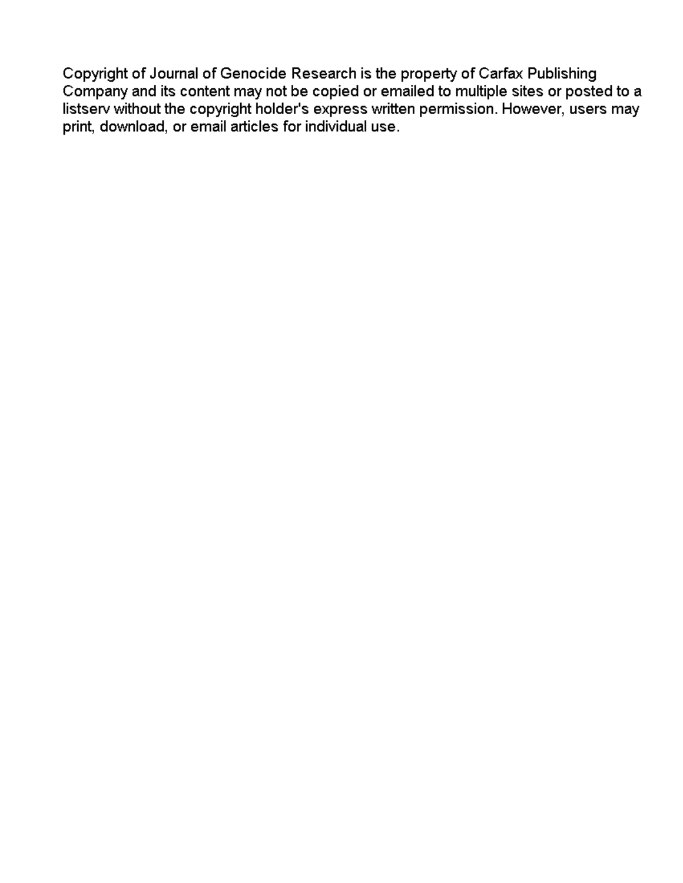Copyright of Journal of Genocide Research is the property of Carfax Publishing Company and its content may not be copied or emailed to multiple sites or posted to a listserv without the copyright holder's express written permission. However, users may print, download, or email articles for individual use.